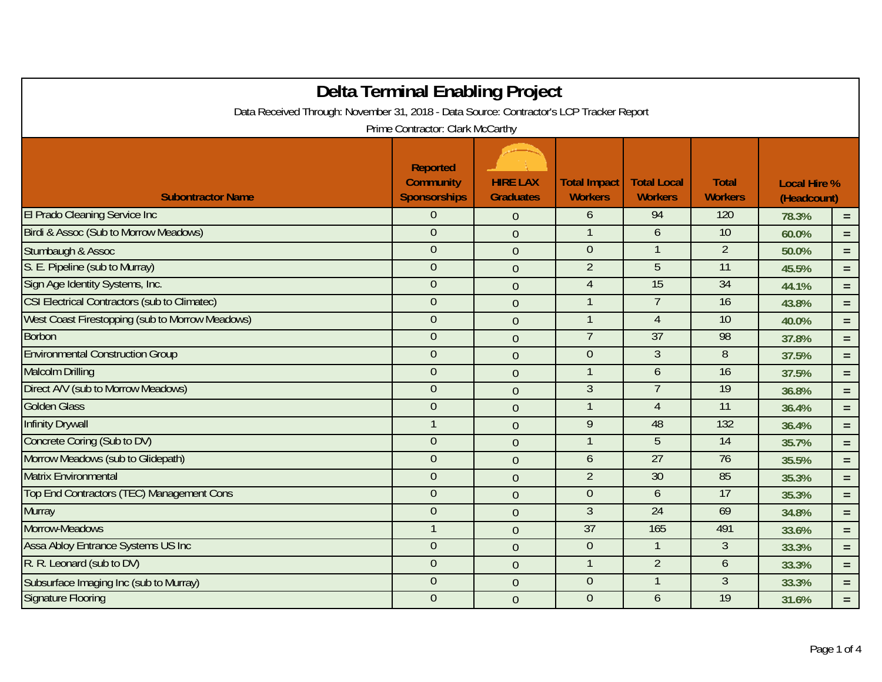# Delta Terminal Enabling Project

Data Received Through: November 31, 2018 - Data Source: Contractor's LCP Tracker Report

Prime Contractor: Clark McCarthy

| Subontractor Name | Reported Community Sponsorships | HIRE LAX Graduates | Total Impact Workers | Total Local Workers | Total Workers | Local Hire % (Headcount) | |
|---|---|---|---|---|---|---|---|
| El Prado Cleaning Service Inc | 0 | 0 | 6 | 94 | 120 | 78.3% | = |
| Birdi & Assoc (Sub to Morrow Meadows) | 0 | 0 | 1 | 6 | 10 | 60.0% | = |
| Stumbaugh & Assoc | 0 | 0 | 0 | 1 | 2 | 50.0% | = |
| S. E. Pipeline (sub to Murray) | 0 | 0 | 2 | 5 | 11 | 45.5% | = |
| Sign Age Identity Systems, Inc. | 0 | 0 | 4 | 15 | 34 | 44.1% | = |
| CSI Electrical Contractors (sub to Climatec) | 0 | 0 | 1 | 7 | 16 | 43.8% | = |
| West Coast Firestopping (sub to Morrow Meadows) | 0 | 0 | 1 | 4 | 10 | 40.0% | = |
| Borbon | 0 | 0 | 7 | 37 | 98 | 37.8% | = |
| Environmental Construction Group | 0 | 0 | 0 | 3 | 8 | 37.5% | = |
| Malcolm Drilling | 0 | 0 | 1 | 6 | 16 | 37.5% | = |
| Direct A/V (sub to Morrow Meadows) | 0 | 0 | 3 | 7 | 19 | 36.8% | = |
| Golden Glass | 0 | 0 | 1 | 4 | 11 | 36.4% | = |
| Infinity Drywall | 1 | 0 | 9 | 48 | 132 | 36.4% | = |
| Concrete Coring (Sub to DV) | 0 | 0 | 1 | 5 | 14 | 35.7% | = |
| Morrow Meadows (sub to Glidepath) | 0 | 0 | 6 | 27 | 76 | 35.5% | = |
| Matrix Environmental | 0 | 0 | 2 | 30 | 85 | 35.3% | = |
| Top End Contractors (TEC) Management Cons | 0 | 0 | 0 | 6 | 17 | 35.3% | = |
| Murray | 0 | 0 | 3 | 24 | 69 | 34.8% | = |
| Morrow-Meadows | 1 | 0 | 37 | 165 | 491 | 33.6% | = |
| Assa Abloy Entrance Systems US Inc | 0 | 0 | 0 | 1 | 3 | 33.3% | = |
| R. R. Leonard (sub to DV) | 0 | 0 | 1 | 2 | 6 | 33.3% | = |
| Subsurface Imaging Inc (sub to Murray) | 0 | 0 | 0 | 1 | 3 | 33.3% | = |
| Signature Flooring | 0 | 0 | 0 | 6 | 19 | 31.6% | = |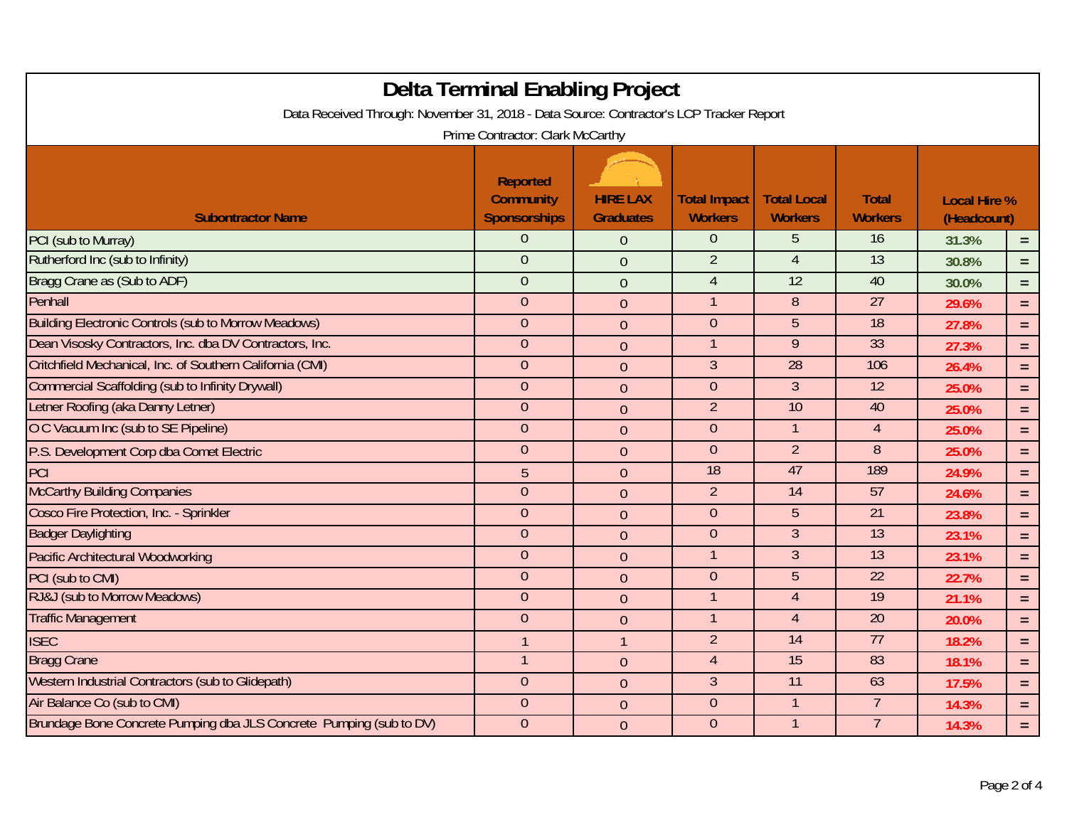# Delta Terminal Enabling Project

Data Received Through: November 31, 2018 - Data Source: Contractor's LCP Tracker Report

Prime Contractor: Clark McCarthy

| Subontractor Name | Reported Community Sponsorships | HIRE LAX Graduates | Total Impact Workers | Total Local Workers | Total Workers | Local Hire % (Headcount) | |
|---|---|---|---|---|---|---|---|
| PCI (sub to Murray) | 0 | 0 | 0 | 5 | 16 | 31.3% | = |
| Rutherford Inc (sub to Infinity) | 0 | 0 | 2 | 4 | 13 | 30.8% | = |
| Bragg Crane as (Sub to ADF) | 0 | 0 | 4 | 12 | 40 | 30.0% | = |
| Penhall | 0 | 0 | 1 | 8 | 27 | 29.6% | = |
| Building Electronic Controls (sub to Morrow Meadows) | 0 | 0 | 0 | 5 | 18 | 27.8% | = |
| Dean Visosky Contractors, Inc. dba DV Contractors, Inc. | 0 | 0 | 1 | 9 | 33 | 27.3% | = |
| Critchfield Mechanical, Inc. of Southern California (CMI) | 0 | 0 | 3 | 28 | 106 | 26.4% | = |
| Commercial Scaffolding (sub to Infinity Drywall) | 0 | 0 | 0 | 3 | 12 | 25.0% | = |
| Letner Roofing (aka Danny Letner) | 0 | 0 | 2 | 10 | 40 | 25.0% | = |
| O C Vacuum Inc (sub to SE Pipeline) | 0 | 0 | 0 | 1 | 4 | 25.0% | = |
| P.S. Development Corp dba Comet Electric | 0 | 0 | 0 | 2 | 8 | 25.0% | = |
| PCI | 5 | 0 | 18 | 47 | 189 | 24.9% | = |
| McCarthy Building Companies | 0 | 0 | 2 | 14 | 57 | 24.6% | = |
| Cosco Fire Protection, Inc. - Sprinkler | 0 | 0 | 0 | 5 | 21 | 23.8% | = |
| Badger Daylighting | 0 | 0 | 0 | 3 | 13 | 23.1% | = |
| Pacific Architectural Woodworking | 0 | 0 | 1 | 3 | 13 | 23.1% | = |
| PCI (sub to CMI) | 0 | 0 | 0 | 5 | 22 | 22.7% | = |
| RJ&J (sub to Morrow Meadows) | 0 | 0 | 1 | 4 | 19 | 21.1% | = |
| Traffic Management | 0 | 0 | 1 | 4 | 20 | 20.0% | = |
| ISEC | 1 | 1 | 2 | 14 | 77 | 18.2% | = |
| Bragg Crane | 1 | 0 | 4 | 15 | 83 | 18.1% | = |
| Western Industrial Contractors (sub to Glidepath) | 0 | 0 | 3 | 11 | 63 | 17.5% | = |
| Air Balance Co (sub to CMI) | 0 | 0 | 0 | 1 | 7 | 14.3% | = |
| Brundage Bone Concrete Pumping dba JLS Concrete Pumping (sub to DV) | 0 | 0 | 0 | 1 | 7 | 14.3% | = |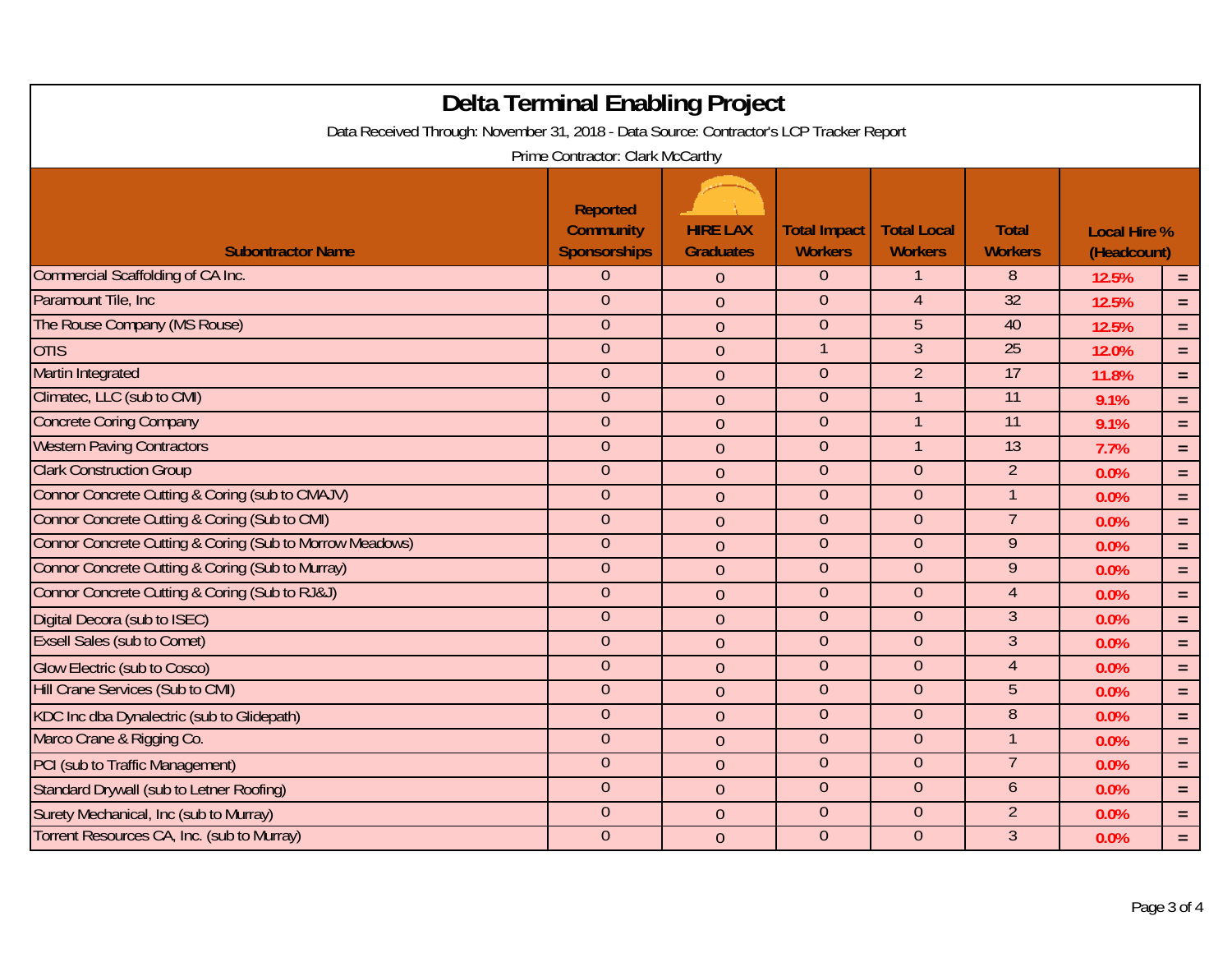# Delta Terminal Enabling Project

Data Received Through: November 31, 2018 - Data Source: Contractor's LCP Tracker Report

Prime Contractor: Clark McCarthy

| Subontractor Name | Reported Community Sponsorships | HIRE LAX Graduates | Total Impact Workers | Total Local Workers | Total Workers | Local Hire % (Headcount) | |
|---|---|---|---|---|---|---|---|
| Commercial Scaffolding of CA Inc. | 0 | 0 | 0 | 1 | 8 | 12.5% | = |
| Paramount Tile, Inc | 0 | 0 | 0 | 4 | 32 | 12.5% | = |
| The Rouse Company (MS Rouse) | 0 | 0 | 0 | 5 | 40 | 12.5% | = |
| OTIS | 0 | 0 | 1 | 3 | 25 | 12.0% | = |
| Martin Integrated | 0 | 0 | 0 | 2 | 17 | 11.8% | = |
| Climatec, LLC (sub to CMI) | 0 | 0 | 0 | 1 | 11 | 9.1% | = |
| Concrete Coring Company | 0 | 0 | 0 | 1 | 11 | 9.1% | = |
| Western Paving Contractors | 0 | 0 | 0 | 1 | 13 | 7.7% | = |
| Clark Construction Group | 0 | 0 | 0 | 0 | 2 | 0.0% | = |
| Connor Concrete Cutting & Coring (sub to CMAJV) | 0 | 0 | 0 | 0 | 1 | 0.0% | = |
| Connor Concrete Cutting & Coring (Sub to CMI) | 0 | 0 | 0 | 0 | 7 | 0.0% | = |
| Connor Concrete Cutting & Coring (Sub to Morrow Meadows) | 0 | 0 | 0 | 0 | 9 | 0.0% | = |
| Connor Concrete Cutting & Coring (Sub to Murray) | 0 | 0 | 0 | 0 | 9 | 0.0% | = |
| Connor Concrete Cutting & Coring (Sub to RJ&J) | 0 | 0 | 0 | 0 | 4 | 0.0% | = |
| Digital Decora (sub to ISEC) | 0 | 0 | 0 | 0 | 3 | 0.0% | = |
| Exsell Sales (sub to Comet) | 0 | 0 | 0 | 0 | 3 | 0.0% | = |
| Glow Electric (sub to Cosco) | 0 | 0 | 0 | 0 | 4 | 0.0% | = |
| Hill Crane Services (Sub to CMI) | 0 | 0 | 0 | 0 | 5 | 0.0% | = |
| KDC Inc dba Dynalectric (sub to Glidepath) | 0 | 0 | 0 | 0 | 8 | 0.0% | = |
| Marco Crane & Rigging Co. | 0 | 0 | 0 | 0 | 1 | 0.0% | = |
| PCI (sub to Traffic Management) | 0 | 0 | 0 | 0 | 7 | 0.0% | = |
| Standard Drywall (sub to Letner Roofing) | 0 | 0 | 0 | 0 | 6 | 0.0% | = |
| Surety Mechanical, Inc (sub to Murray) | 0 | 0 | 0 | 0 | 2 | 0.0% | = |
| Torrent Resources CA, Inc. (sub to Murray) | 0 | 0 | 0 | 0 | 3 | 0.0% | = |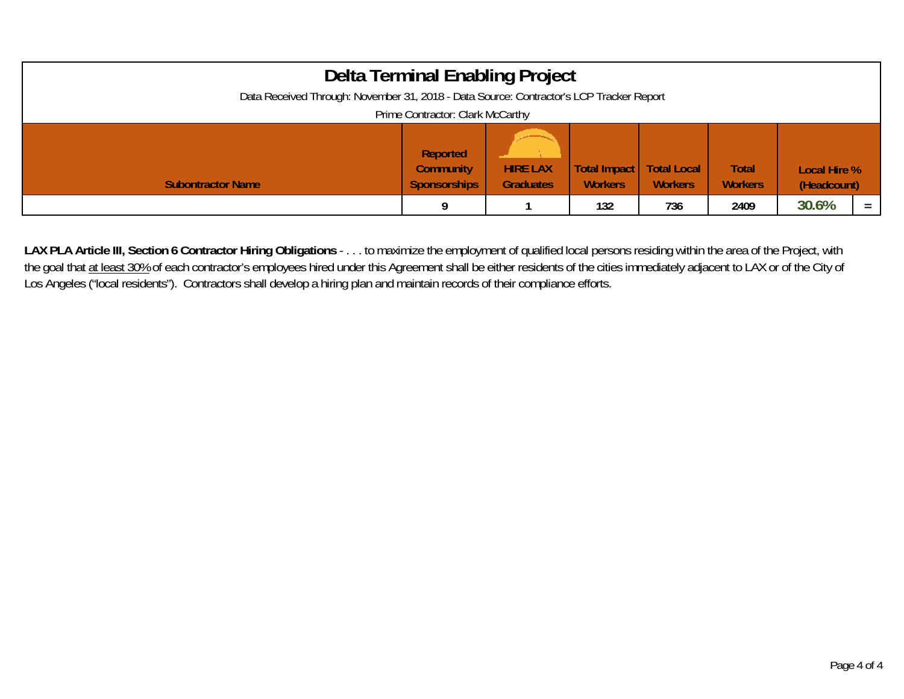# Delta Terminal Enabling Project

Data Received Through: November 31, 2018 - Data Source: Contractor's LCP Tracker Report

Prime Contractor: Clark McCarthy

| Subontractor Name | Reported Community Sponsorships | HIRE LAX Graduates | Total Impact Workers | Total Local Workers | Total Workers | Local Hire % (Headcount) | |
|---|---|---|---|---|---|---|---|
| | 9 | 1 | 132 | 736 | 2409 | 30.6% | = |

**LAX PLA Article III, Section 6 Contractor Hiring Obligations** - . . . to maximize the employment of qualified local persons residing within the area of the Project, with the goal that at least 30% of each contractor's employees hired under this Agreement shall be either residents of the cities immediately adjacent to LAX or of the City of Los Angeles ("local residents"). Contractors shall develop a hiring plan and maintain records of their compliance efforts.